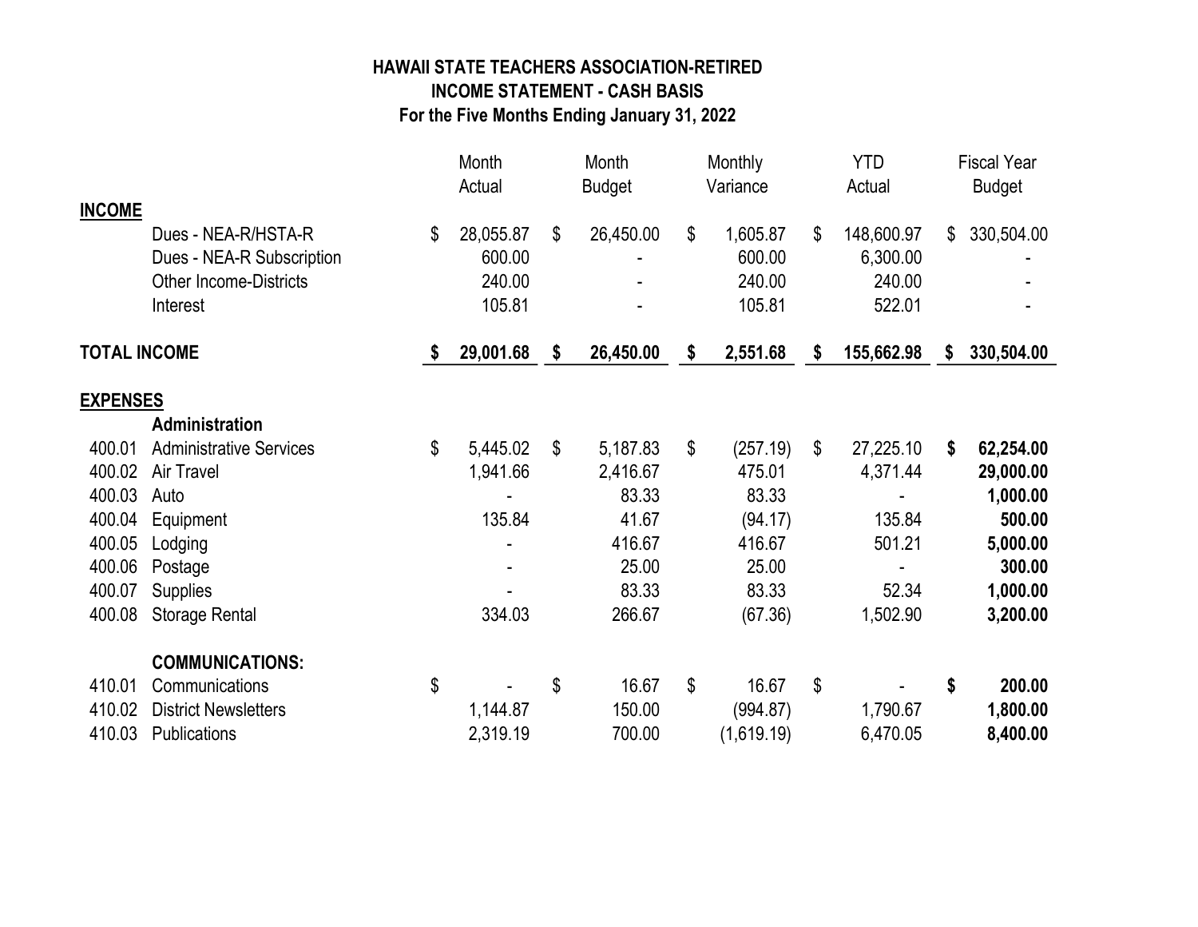**HAWAII STATE TEACHERS ASSOCIATION-RETIRED**
**INCOME STATEMENT - CASH BASIS**
**For the Five Months Ending January 31, 2022**

| | | Month Actual | Month Budget | Monthly Variance | YTD Actual | Fiscal Year Budget |
|---|---|---|---|---|---|---|
| **INCOME** | | | | | | |
| | Dues - NEA-R/HSTA-R | $ 28,055.87 | $ 26,450.00 | $ 1,605.87 | $ 148,600.97 | $ 330,504.00 |
| | Dues - NEA-R Subscription | 600.00 | - | 600.00 | 6,300.00 | - |
| | Other Income-Districts | 240.00 | - | 240.00 | 240.00 | - |
| | Interest | 105.81 | - | 105.81 | 522.01 | - |
| **TOTAL INCOME** | | **$ 29,001.68** | **$ 26,450.00** | **$ 2,551.68** | **$ 155,662.98** | **$ 330,504.00** |
| **EXPENSES** | | | | | | |
| | **Administration** | | | | | |
| 400.01 | Administrative Services | $ 5,445.02 | $ 5,187.83 | $ (257.19) | $ 27,225.10 | **$ 62,254.00** |
| 400.02 | Air Travel | 1,941.66 | 2,416.67 | 475.01 | 4,371.44 | **29,000.00** |
| 400.03 | Auto | - | 83.33 | 83.33 | - | **1,000.00** |
| 400.04 | Equipment | 135.84 | 41.67 | (94.17) | 135.84 | **500.00** |
| 400.05 | Lodging | - | 416.67 | 416.67 | 501.21 | **5,000.00** |
| 400.06 | Postage | - | 25.00 | 25.00 | - | **300.00** |
| 400.07 | Supplies | - | 83.33 | 83.33 | 52.34 | **1,000.00** |
| 400.08 | Storage Rental | 334.03 | 266.67 | (67.36) | 1,502.90 | **3,200.00** |
| | **COMMUNICATIONS:** | | | | | |
| 410.01 | Communications | $ - | $ 16.67 | $ 16.67 | $ - | **$ 200.00** |
| 410.02 | District Newsletters | 1,144.87 | 150.00 | (994.87) | 1,790.67 | **1,800.00** |
| 410.03 | Publications | 2,319.19 | 700.00 | (1,619.19) | 6,470.05 | **8,400.00** |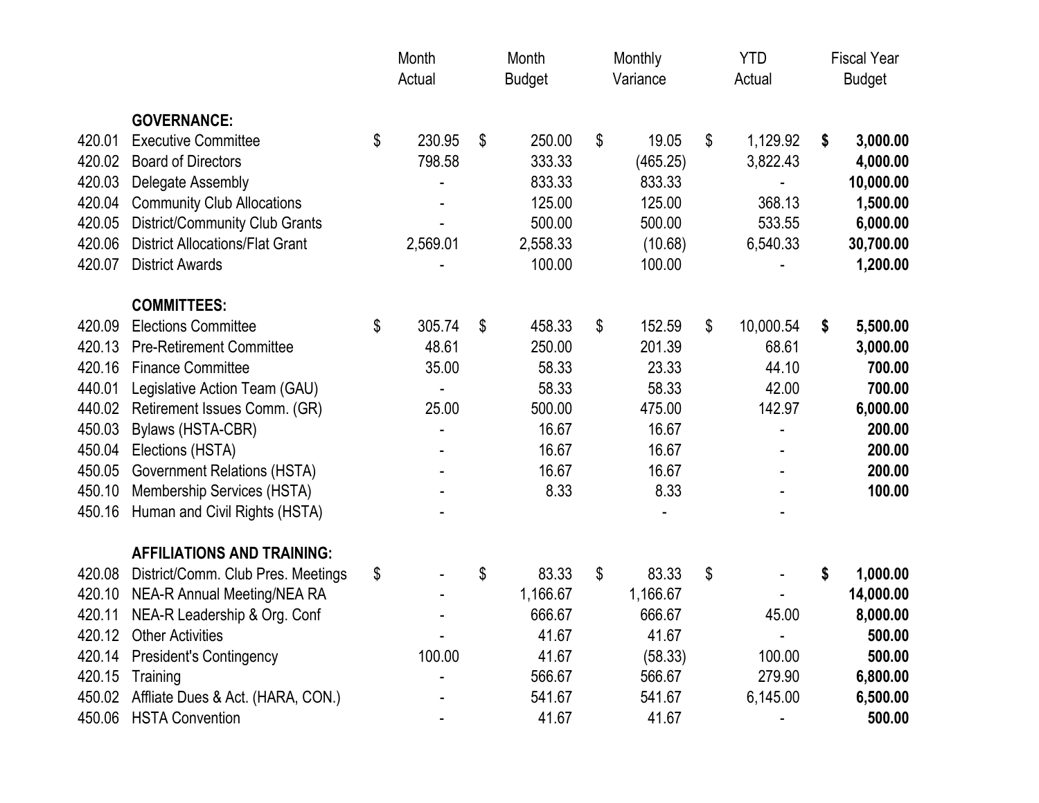| | | Month Actual | Month Budget | Monthly Variance | YTD Actual | Fiscal Year Budget |
|---|---|---|---|---|---|---|
| | **GOVERNANCE:** | | | | | |
| 420.01 | Executive Committee | $ 230.95 | $ 250.00 | $ 19.05 | $ 1,129.92 | **$ 3,000.00** |
| 420.02 | Board of Directors | 798.58 | 333.33 | (465.25) | 3,822.43 | **4,000.00** |
| 420.03 | Delegate Assembly | - | 833.33 | 833.33 | - | **10,000.00** |
| 420.04 | Community Club Allocations | - | 125.00 | 125.00 | 368.13 | **1,500.00** |
| 420.05 | District/Community Club Grants | - | 500.00 | 500.00 | 533.55 | **6,000.00** |
| 420.06 | District Allocations/Flat Grant | 2,569.01 | 2,558.33 | (10.68) | 6,540.33 | **30,700.00** |
| 420.07 | District Awards | - | 100.00 | 100.00 | - | **1,200.00** |
| | **COMMITTEES:** | | | | | |
| 420.09 | Elections Committee | $ 305.74 | $ 458.33 | $ 152.59 | $ 10,000.54 | **$ 5,500.00** |
| 420.13 | Pre-Retirement Committee | 48.61 | 250.00 | 201.39 | 68.61 | **3,000.00** |
| 420.16 | Finance Committee | 35.00 | 58.33 | 23.33 | 44.10 | **700.00** |
| 440.01 | Legislative Action Team (GAU) | - | 58.33 | 58.33 | 42.00 | **700.00** |
| 440.02 | Retirement Issues Comm. (GR) | 25.00 | 500.00 | 475.00 | 142.97 | **6,000.00** |
| 450.03 | Bylaws (HSTA-CBR) | - | 16.67 | 16.67 | - | **200.00** |
| 450.04 | Elections (HSTA) | - | 16.67 | 16.67 | - | **200.00** |
| 450.05 | Government Relations (HSTA) | - | 16.67 | 16.67 | - | **200.00** |
| 450.10 | Membership Services (HSTA) | - | 8.33 | 8.33 | - | **100.00** |
| 450.16 | Human and Civil Rights (HSTA) | - | | - | - | |
| | **AFFILIATIONS AND TRAINING:** | | | | | |
| 420.08 | District/Comm. Club Pres. Meetings | $ - | $ 83.33 | $ 83.33 | $ - | **$ 1,000.00** |
| 420.10 | NEA-R Annual Meeting/NEA RA | - | 1,166.67 | 1,166.67 | - | **14,000.00** |
| 420.11 | NEA-R Leadership & Org. Conf | - | 666.67 | 666.67 | 45.00 | **8,000.00** |
| 420.12 | Other Activities | - | 41.67 | 41.67 | - | **500.00** |
| 420.14 | President's Contingency | 100.00 | 41.67 | (58.33) | 100.00 | **500.00** |
| 420.15 | Training | - | 566.67 | 566.67 | 279.90 | **6,800.00** |
| 450.02 | Affliate Dues & Act. (HARA, CON.) | - | 541.67 | 541.67 | 6,145.00 | **6,500.00** |
| 450.06 | HSTA Convention | - | 41.67 | 41.67 | - | **500.00** |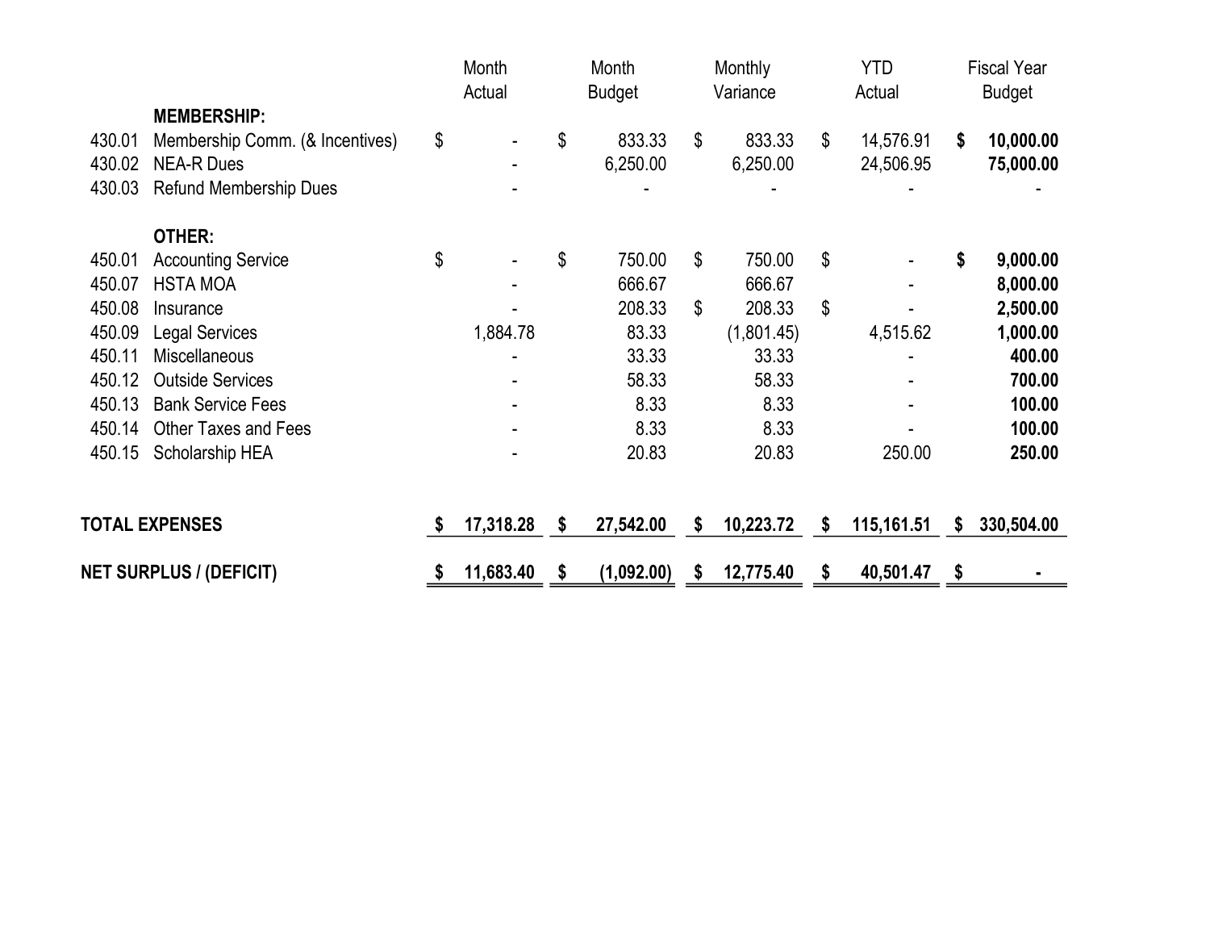| | | Month Actual | Month Budget | Monthly Variance | YTD Actual | Fiscal Year Budget |
|---|---|---|---|---|---|---|
| | **MEMBERSHIP:** | | | | | |
| 430.01 | Membership Comm. (& Incentives) | $ - | $ 833.33 | $ 833.33 | $ 14,576.91 | **$ 10,000.00** |
| 430.02 | NEA-R Dues | - | 6,250.00 | 6,250.00 | 24,506.95 | **75,000.00** |
| 430.03 | Refund Membership Dues | - | - | - | - | - |
| | **OTHER:** | | | | | |
| 450.01 | Accounting Service | $ - | $ 750.00 | $ 750.00 | $ - | **$ 9,000.00** |
| 450.07 | HSTA MOA | - | 666.67 | 666.67 | - | **8,000.00** |
| 450.08 | Insurance | - | 208.33 | $ 208.33 | $ - | **2,500.00** |
| 450.09 | Legal Services | 1,884.78 | 83.33 | (1,801.45) | 4,515.62 | **1,000.00** |
| 450.11 | Miscellaneous | - | 33.33 | 33.33 | - | **400.00** |
| 450.12 | Outside Services | - | 58.33 | 58.33 | - | **700.00** |
| 450.13 | Bank Service Fees | - | 8.33 | 8.33 | - | **100.00** |
| 450.14 | Other Taxes and Fees | - | 8.33 | 8.33 | - | **100.00** |
| 450.15 | Scholarship HEA | - | 20.83 | 20.83 | 250.00 | **250.00** |
| **TOTAL EXPENSES** | | **$ 17,318.28** | **$ 27,542.00** | **$ 10,223.72** | **$ 115,161.51** | **$ 330,504.00** |
| **NET SURPLUS / (DEFICIT)** | | **$ 11,683.40** | **$ (1,092.00)** | **$ 12,775.40** | **$ 40,501.47** | **$ -** |